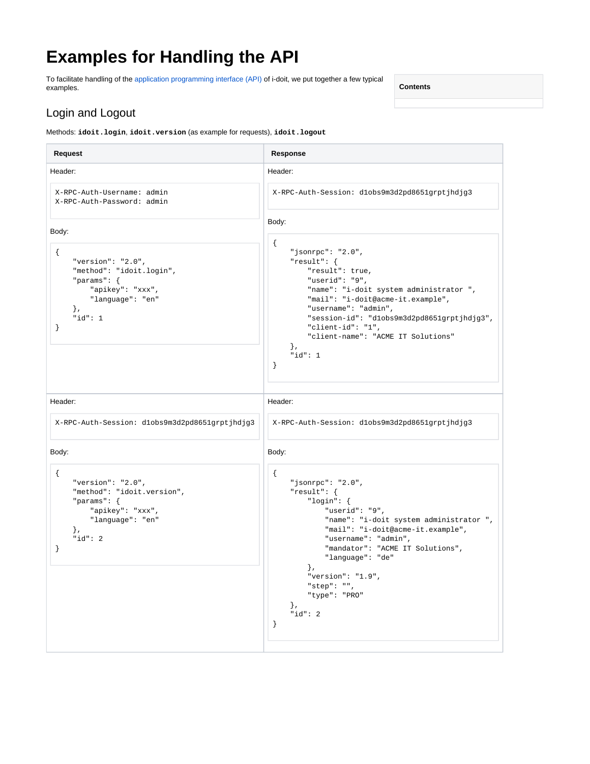# Examples for Handling the API

To facilitate handling of the application programming interface (API) of i-doit, we put together a few typical examples.

**Contents**

## Login and Logout

Methods: **`idoit.login`**, **`idoit.version`** (as example for requests), **`idoit.logout`**

| Request | Response |
| --- | --- |
| Header:<br>`X-RPC-Auth-Username: admin`<br>`X-RPC-Auth-Password: admin`<br><br>Body:<br>`{ "version": "2.0", "method": "idoit.login", "params": { "apikey": "xxx", "language": "en" }, "id": 1 }` | Header:<br>`X-RPC-Auth-Session: d1obs9m3d2pd8651grptjhdjg3`<br><br>Body:<br>`{ "jsonrpc": "2.0", "result": { "result": true, "userid": "9", "name": "i-doit system administrator ", "mail": "i-doit@acme-it.example", "username": "admin", "session-id": "d1obs9m3d2pd8651grptjhdjg3", "client-id": "1", "client-name": "ACME IT Solutions" }, "id": 1 }` |
| Header:<br>`X-RPC-Auth-Session: d1obs9m3d2pd8651grptjhdjg3`<br><br>Body:<br>`{ "version": "2.0", "method": "idoit.version", "params": { "apikey": "xxx", "language": "en" }, "id": 2 }` | Header:<br>`X-RPC-Auth-Session: d1obs9m3d2pd8651grptjhdjg3`<br><br>Body:<br>`{ "jsonrpc": "2.0", "result": { "login": { "userid": "9", "name": "i-doit system administrator ", "mail": "i-doit@acme-it.example", "username": "admin", "mandator": "ACME IT Solutions", "language": "de" }, "version": "1.9", "step": "", "type": "PRO" }, "id": 2 }` |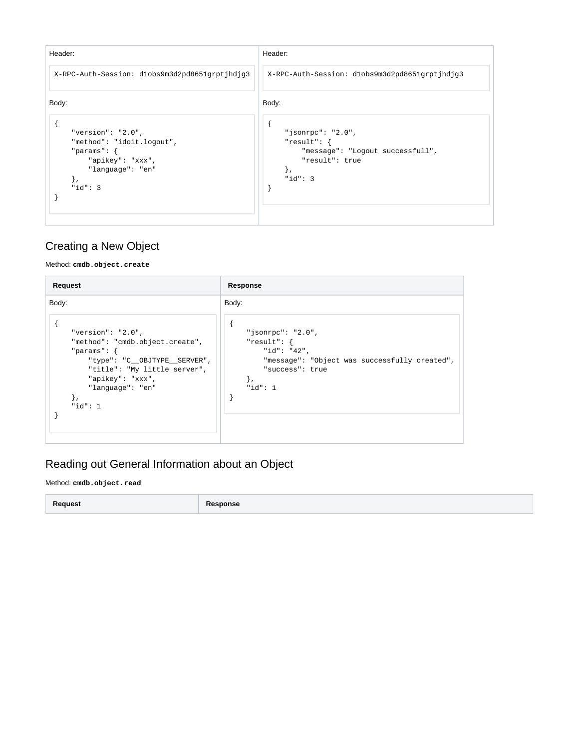| | |
| --- | --- |
| Header:<br>`X-RPC-Auth-Session: d1obs9m3d2pd8651grptjhdjg3`<br>Body:<br>`{`<br>`    "version": "2.0",`<br>`    "method": "idoit.logout",`<br>`    "params": {`<br>`        "apikey": "xxx",`<br>`        "language": "en"`<br>`    },`<br>`    "id": 3`<br>`}` | Header:<br>`X-RPC-Auth-Session: d1obs9m3d2pd8651grptjhdjg3`<br>Body:<br>`{`<br>`    "jsonrpc": "2.0",`<br>`    "result": {`<br>`        "message": "Logout successfull",`<br>`        "result": true`<br>`    },`<br>`    "id": 3`<br>`}` |

## Creating a New Object

Method: **`cmdb.object.create`**

| Request | Response |
| --- | --- |
| Body:<br>`{`<br>`    "version": "2.0",`<br>`    "method": "cmdb.object.create",`<br>`    "params": {`<br>`        "type": "C__OBJTYPE__SERVER",`<br>`        "title": "My little server",`<br>`        "apikey": "xxx",`<br>`        "language": "en"`<br>`    },`<br>`    "id": 1`<br>`}` | Body:<br>`{`<br>`    "jsonrpc": "2.0",`<br>`    "result": {`<br>`        "id": "42",`<br>`        "message": "Object was successfully created",`<br>`        "success": true`<br>`    },`<br>`    "id": 1`<br>`}` |

## Reading out General Information about an Object

Method: **`cmdb.object.read`**

| Request | Response |
| --- | --- |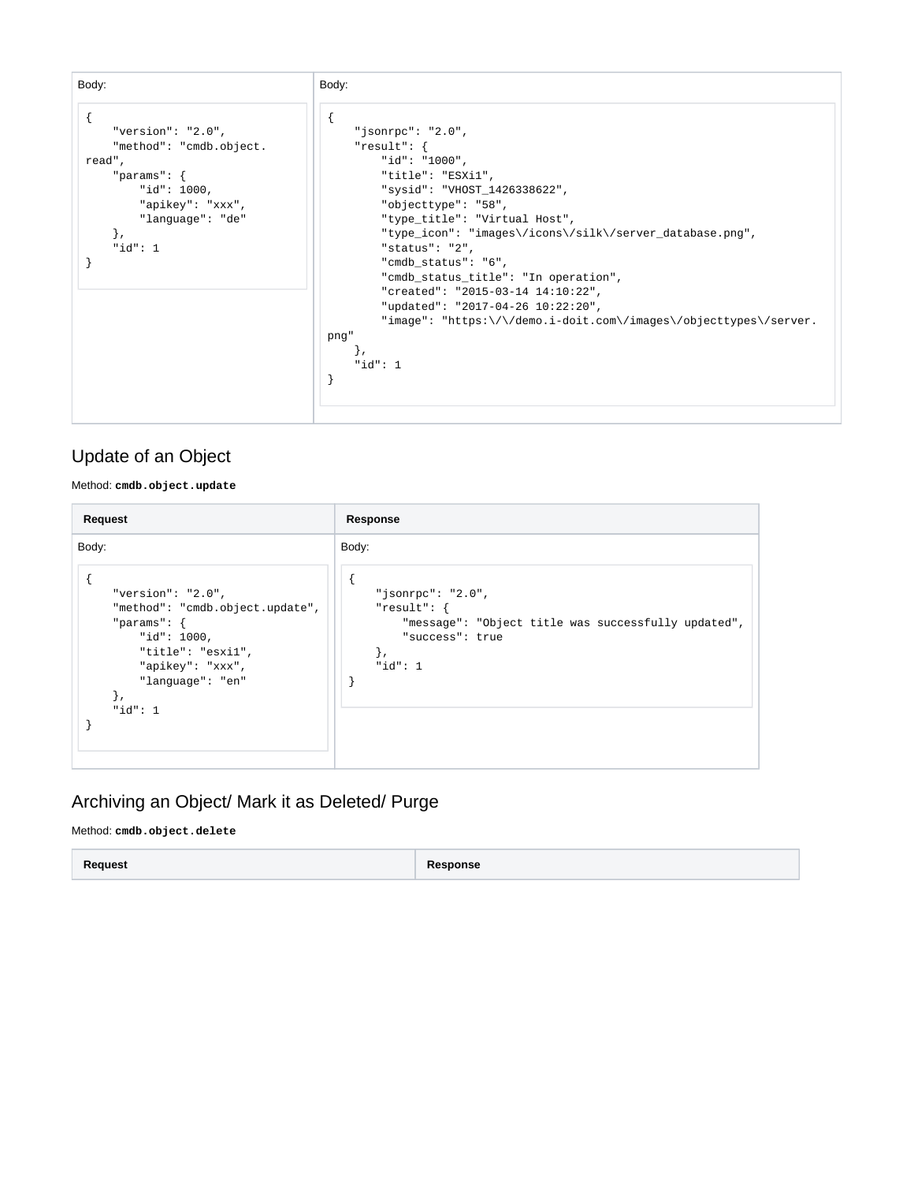| Request | Response |
| --- | --- |
| Body:<br>```<br>{<br>    "version": "2.0",<br>    "method": "cmdb.object.read",<br>    "params": {<br>        "id": 1000,<br>        "apikey": "xxx",<br>        "language": "de"<br>    },<br>    "id": 1<br>}<br>``` | Body:<br>```<br>{<br>    "jsonrpc": "2.0",<br>    "result": {<br>        "id": "1000",<br>        "title": "ESXi1",<br>        "sysid": "VHOST_1426338622",<br>        "objecttype": "58",<br>        "type_title": "Virtual Host",<br>        "type_icon": "images\/icons\/silk\/server_database.png",<br>        "status": "2",<br>        "cmdb_status": "6",<br>        "cmdb_status_title": "In operation",<br>        "created": "2015-03-14 14:10:22",<br>        "updated": "2017-04-26 10:22:20",<br>        "image": "https:\/\/demo.i-doit.com\/images\/objecttypes\/server.png"<br>    },<br>    "id": 1<br>}<br>``` |

## Update of an Object

Method: **`cmdb.object.update`**

| Request | Response |
| --- | --- |
| Body:<br>```<br>{<br>    "version": "2.0",<br>    "method": "cmdb.object.update",<br>    "params": {<br>        "id": 1000,<br>        "title": "esxi1",<br>        "apikey": "xxx",<br>        "language": "en"<br>    },<br>    "id": 1<br>}<br>``` | Body:<br>```<br>{<br>    "jsonrpc": "2.0",<br>    "result": {<br>        "message": "Object title was successfully updated",<br>        "success": true<br>    },<br>    "id": 1<br>}<br>``` |

## Archiving an Object/ Mark it as Deleted/ Purge

Method: **`cmdb.object.delete`**

| Request | Response |
| --- | --- |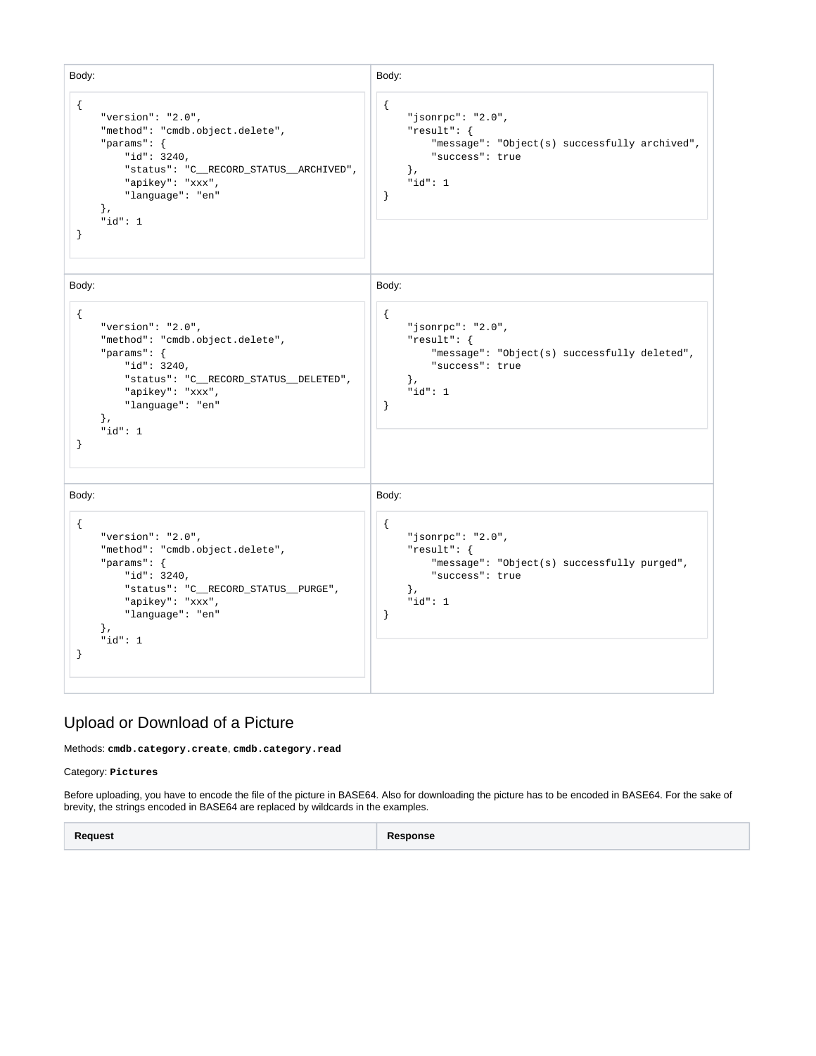| Request | Response |
| --- | --- |
| Body:<br><br>```<br>{<br>    "version": "2.0",<br>    "method": "cmdb.object.delete",<br>    "params": {<br>        "id": 3240,<br>        "status": "C__RECORD_STATUS__ARCHIVED",<br>        "apikey": "xxx",<br>        "language": "en"<br>    },<br>    "id": 1<br>}<br>``` | Body:<br><br>```<br>{<br>    "jsonrpc": "2.0",<br>    "result": {<br>        "message": "Object(s) successfully archived",<br>        "success": true<br>    },<br>    "id": 1<br>}<br>``` |
| Body:<br><br>```<br>{<br>    "version": "2.0",<br>    "method": "cmdb.object.delete",<br>    "params": {<br>        "id": 3240,<br>        "status": "C__RECORD_STATUS__DELETED",<br>        "apikey": "xxx",<br>        "language": "en"<br>    },<br>    "id": 1<br>}<br>``` | Body:<br><br>```<br>{<br>    "jsonrpc": "2.0",<br>    "result": {<br>        "message": "Object(s) successfully deleted",<br>        "success": true<br>    },<br>    "id": 1<br>}<br>``` |
| Body:<br><br>```<br>{<br>    "version": "2.0",<br>    "method": "cmdb.object.delete",<br>    "params": {<br>        "id": 3240,<br>        "status": "C__RECORD_STATUS__PURGE",<br>        "apikey": "xxx",<br>        "language": "en"<br>    },<br>    "id": 1<br>}<br>``` | Body:<br><br>```<br>{<br>    "jsonrpc": "2.0",<br>    "result": {<br>        "message": "Object(s) successfully purged",<br>        "success": true<br>    },<br>    "id": 1<br>}<br>``` |

## Upload or Download of a Picture

Methods: **`cmdb.category.create`**, **`cmdb.category.read`**

Category: **`Pictures`**

Before uploading, you have to encode the file of the picture in BASE64. Also for downloading the picture has to be encoded in BASE64. For the sake of brevity, the strings encoded in BASE64 are replaced by wildcards in the examples.

| Request | Response |
| --- | --- |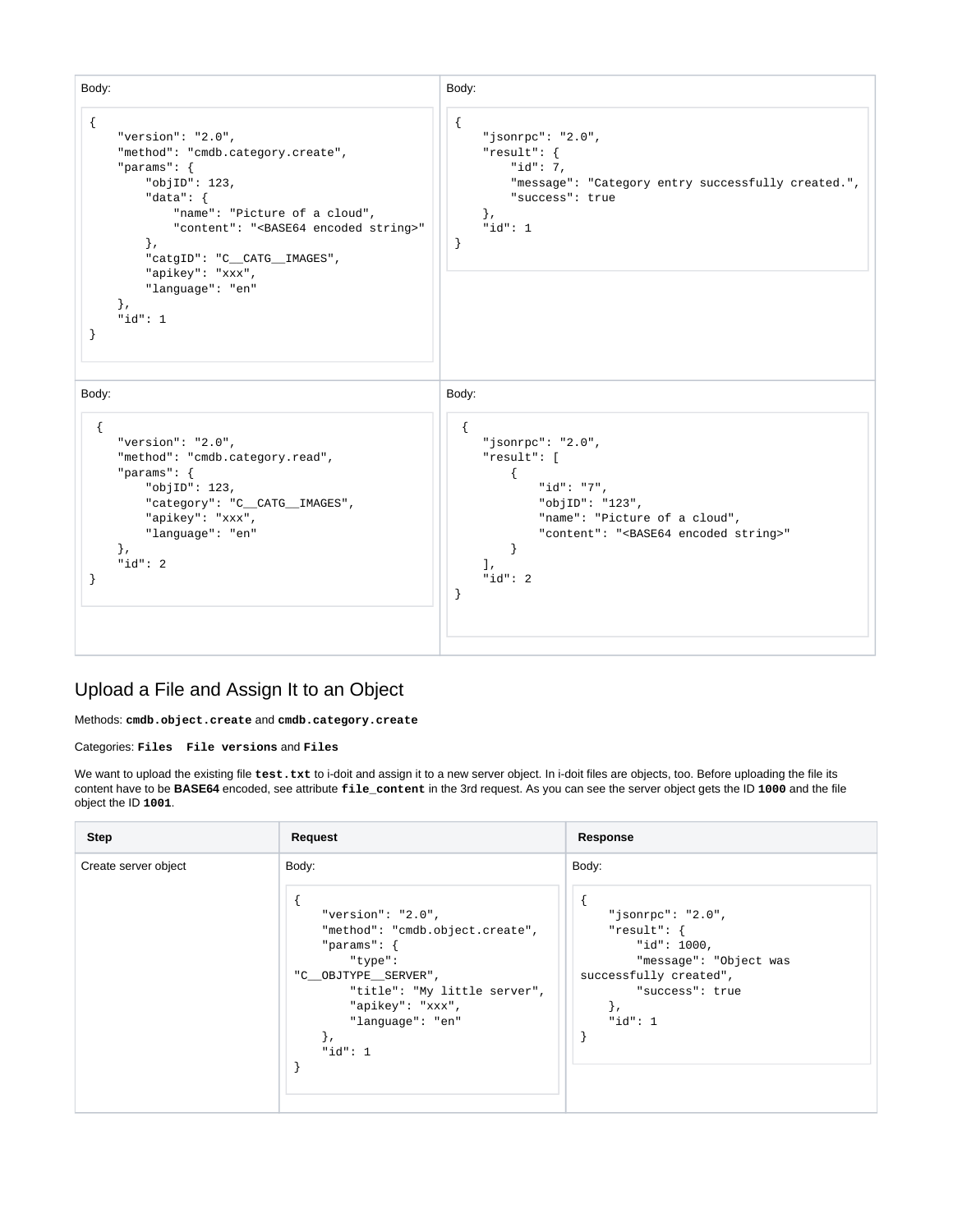| | |
|---|---|
| Body:<br>```<br>{<br>    "version": "2.0",<br>    "method": "cmdb.category.create",<br>    "params": {<br>        "objID": 123,<br>        "data": {<br>            "name": "Picture of a cloud",<br>            "content": "<BASE64 encoded string>"<br>        },<br>        "catgID": "C__CATG__IMAGES",<br>        "apikey": "xxx",<br>        "language": "en"<br>    },<br>    "id": 1<br>}<br>``` | Body:<br>```<br>{<br>    "jsonrpc": "2.0",<br>    "result": {<br>        "id": 7,<br>        "message": "Category entry successfully created.",<br>        "success": true<br>    },<br>    "id": 1<br>}<br>``` |
| Body:<br>```<br>{<br>    "version": "2.0",<br>    "method": "cmdb.category.read",<br>    "params": {<br>        "objID": 123,<br>        "category": "C__CATG__IMAGES",<br>        "apikey": "xxx",<br>        "language": "en"<br>    },<br>    "id": 2<br>}<br>``` | Body:<br>```<br>{<br>    "jsonrpc": "2.0",<br>    "result": [<br>        {<br>            "id": "7",<br>            "objID": "123",<br>            "name": "Picture of a cloud",<br>            "content": "<BASE64 encoded string>"<br>        }<br>    ],<br>    "id": 2<br>}<br>``` |

## Upload a File and Assign It to an Object

Methods: **`cmdb.object.create`** and **`cmdb.category.create`**

Categories: **`Files`** **`File versions`** and **`Files`**

We want to upload the existing file **`test.txt`** to i-doit and assign it to a new server object. In i-doit files are objects, too. Before uploading the file its content have to be **BASE64** encoded, see attribute **`file_content`** in the 3rd request. As you can see the server object gets the ID **`1000`** and the file object the ID **`1001`**.

| Step | Request | Response |
|---|---|---|
| Create server object | Body:<br>```<br>{<br>    "version": "2.0",<br>    "method": "cmdb.object.create",<br>    "params": {<br>        "type": "C__OBJTYPE__SERVER",<br>        "title": "My little server",<br>        "apikey": "xxx",<br>        "language": "en"<br>    },<br>    "id": 1<br>}<br>``` | Body:<br>```<br>{<br>    "jsonrpc": "2.0",<br>    "result": {<br>        "id": 1000,<br>        "message": "Object was successfully created",<br>        "success": true<br>    },<br>    "id": 1<br>}<br>``` |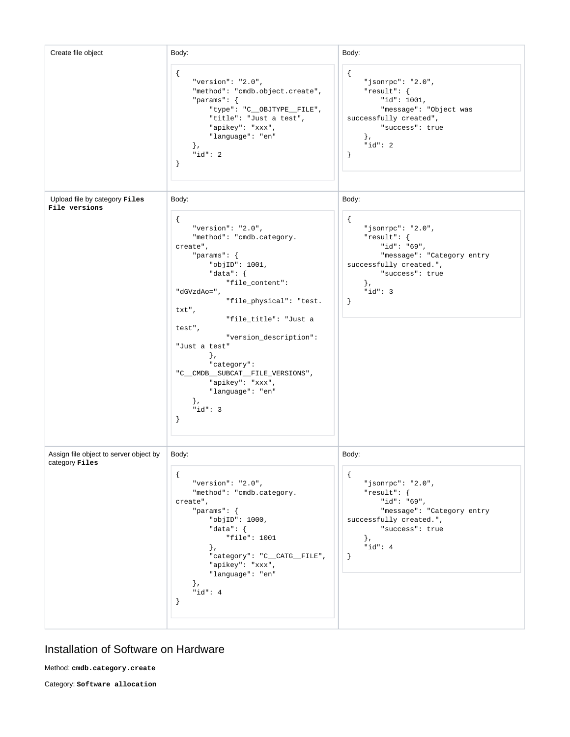<table>
<tr>
<td>Create file object</td>
<td>Body:

```
{
    "version": "2.0",
    "method": "cmdb.object.create",
    "params": {
        "type": "C__OBJTYPE__FILE",
        "title": "Just a test",
        "apikey": "xxx",
        "language": "en"
    },
    "id": 2
}
```
</td>
<td>Body:

```
{
    "jsonrpc": "2.0",
    "result": {
        "id": 1001,
        "message": "Object was successfully created",
        "success": true
    },
    "id": 2
}
```
</td>
</tr>
<tr>
<td>Upload file by category <b>Files File versions</b></td>
<td>Body:

```
{
    "version": "2.0",
    "method": "cmdb.category.create",
    "params": {
        "objID": 1001,
        "data": {
            "file_content": "dGVzdAo=",
            "file_physical": "test.txt",
            "file_title": "Just a test",
            "version_description": "Just a test"
        },
        "category": "C__CMDB__SUBCAT__FILE_VERSIONS",
        "apikey": "xxx",
        "language": "en"
    },
    "id": 3
}
```
</td>
<td>Body:

```
{
    "jsonrpc": "2.0",
    "result": {
        "id": "69",
        "message": "Category entry successfully created.",
        "success": true
    },
    "id": 3
}
```
</td>
</tr>
<tr>
<td>Assign file object to server object by category <b>Files</b></td>
<td>Body:

```
{
    "version": "2.0",
    "method": "cmdb.category.create",
    "params": {
        "objID": 1000,
        "data": {
            "file": 1001
        },
        "category": "C__CATG__FILE",
        "apikey": "xxx",
        "language": "en"
    },
    "id": 4
}
```
</td>
<td>Body:

```
{
    "jsonrpc": "2.0",
    "result": {
        "id": "69",
        "message": "Category entry successfully created.",
        "success": true
    },
    "id": 4
}
```
</td>
</tr>
</table>

## Installation of Software on Hardware

Method: **`cmdb.category.create`**

Category: **`Software allocation`**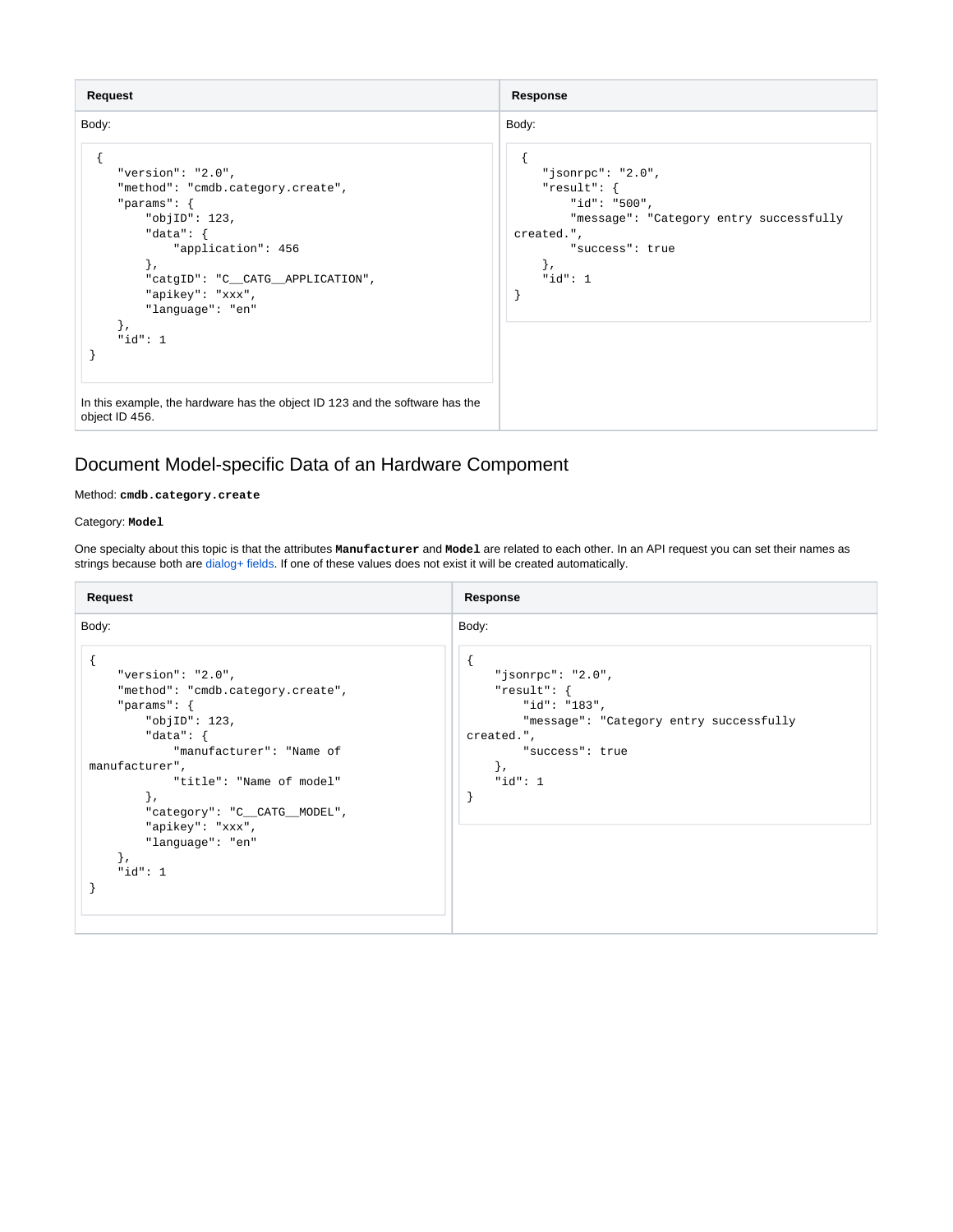| Request | Response |
| --- | --- |
| Body:<br><br>`{ "version": "2.0", "method": "cmdb.category.create", "params": { "objID": 123, "data": { "application": 456 }, "catgID": "C__CATG__APPLICATION", "apikey": "xxx", "language": "en" }, "id": 1 }`<br><br>In this example, the hardware has the object ID 123 and the software has the object ID 456. | Body:<br><br>`{ "jsonrpc": "2.0", "result": { "id": "500", "message": "Category entry successfully created.", "success": true }, "id": 1 }` |

## Document Model-specific Data of an Hardware Compoment

Method: **`cmdb.category.create`**

Category: **`Model`**

One specialty about this topic is that the attributes **`Manufacturer`** and **`Model`** are related to each other. In an API request you can set their names as strings because both are dialog+ fields. If one of these values does not exist it will be created automatically.

| Request | Response |
| --- | --- |
| Body:<br><br>`{ "version": "2.0", "method": "cmdb.category.create", "params": { "objID": 123, "data": { "manufacturer": "Name of manufacturer", "title": "Name of model" }, "category": "C__CATG__MODEL", "apikey": "xxx", "language": "en" }, "id": 1 }` | Body:<br><br>`{ "jsonrpc": "2.0", "result": { "id": "183", "message": "Category entry successfully created.", "success": true }, "id": 1 }` |